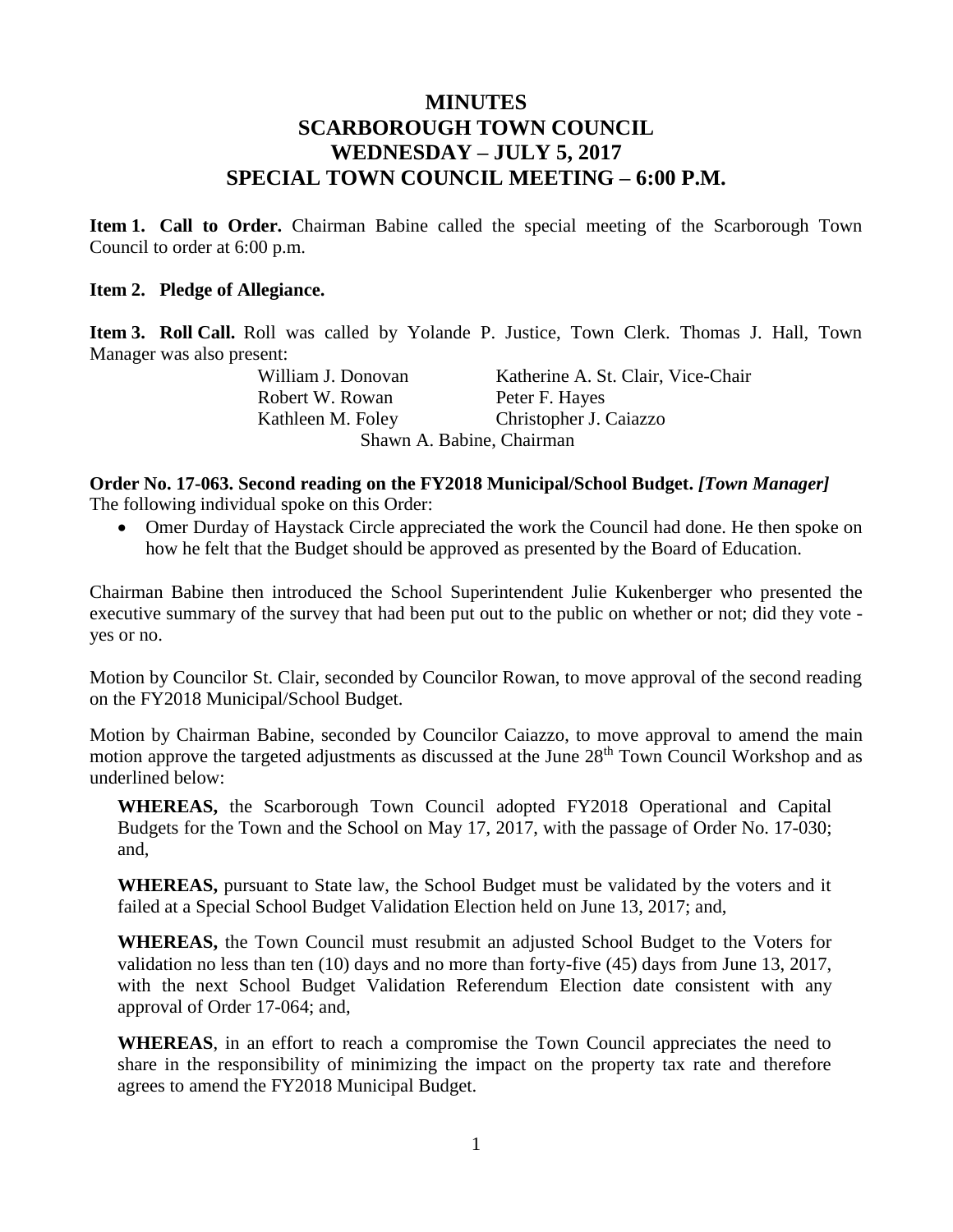# MINUTES
# SCARBOROUGH TOWN COUNCIL
# WEDNESDAY – JULY 5, 2017
# SPECIAL TOWN COUNCIL MEETING – 6:00 P.M.

**Item 1. Call to Order.** Chairman Babine called the special meeting of the Scarborough Town Council to order at 6:00 p.m.

**Item 2. Pledge of Allegiance.**

**Item 3. Roll Call.** Roll was called by Yolande P. Justice, Town Clerk. Thomas J. Hall, Town Manager was also present:

| | |
|---|---|
| William J. Donovan | Katherine A. St. Clair, Vice-Chair |
| Robert W. Rowan | Peter F. Hayes |
| Kathleen M. Foley | Christopher J. Caiazzo |

Shawn A. Babine, Chairman

**Order No. 17-063. Second reading on the FY2018 Municipal/School Budget.** ***[Town Manager]***
The following individual spoke on this Order:

- Omer Durday of Haystack Circle appreciated the work the Council had done. He then spoke on how he felt that the Budget should be approved as presented by the Board of Education.

Chairman Babine then introduced the School Superintendent Julie Kukenberger who presented the executive summary of the survey that had been put out to the public on whether or not; did they vote - yes or no.

Motion by Councilor St. Clair, seconded by Councilor Rowan, to move approval of the second reading on the FY2018 Municipal/School Budget.

Motion by Chairman Babine, seconded by Councilor Caiazzo, to move approval to amend the main motion approve the targeted adjustments as discussed at the June 28th Town Council Workshop and as underlined below:

> **WHEREAS,** the Scarborough Town Council adopted FY2018 Operational and Capital Budgets for the Town and the School on May 17, 2017, with the passage of Order No. 17-030; and,
>
> **WHEREAS,** pursuant to State law, the School Budget must be validated by the voters and it failed at a Special School Budget Validation Election held on June 13, 2017; and,
>
> **WHEREAS,** the Town Council must resubmit an adjusted School Budget to the Voters for validation no less than ten (10) days and no more than forty-five (45) days from June 13, 2017, with the next School Budget Validation Referendum Election date consistent with any approval of Order 17-064; and,
>
> **WHEREAS**, in an effort to reach a compromise the Town Council appreciates the need to share in the responsibility of minimizing the impact on the property tax rate and therefore agrees to amend the FY2018 Municipal Budget.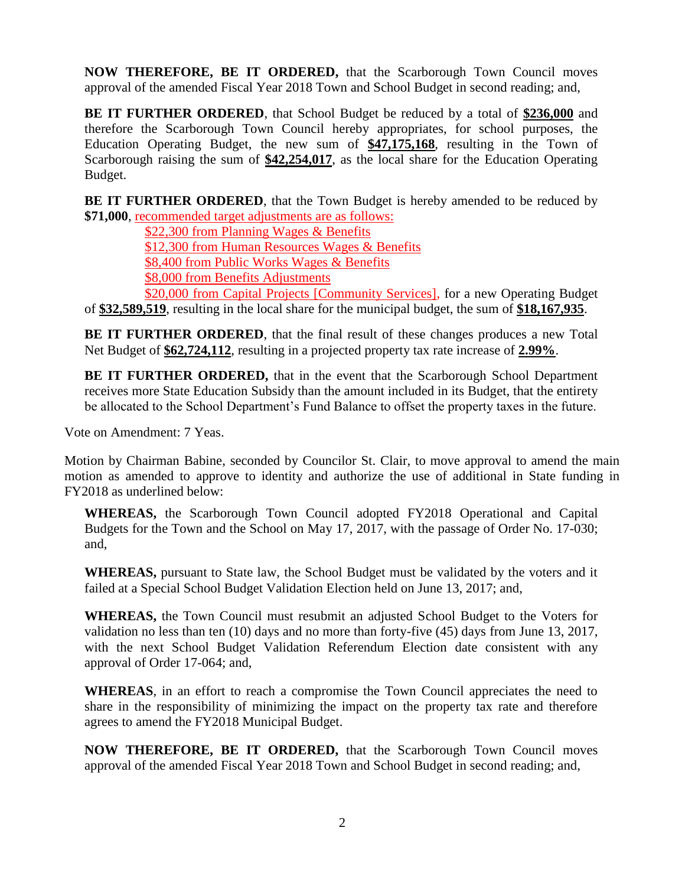**NOW THEREFORE, BE IT ORDERED,** that the Scarborough Town Council moves approval of the amended Fiscal Year 2018 Town and School Budget in second reading; and,

**BE IT FURTHER ORDERED**, that School Budget be reduced by a total of **$236,000** and therefore the Scarborough Town Council hereby appropriates, for school purposes, the Education Operating Budget, the new sum of **$47,175,168**, resulting in the Town of Scarborough raising the sum of **$42,254,017**, as the local share for the Education Operating Budget.

**BE IT FURTHER ORDERED**, that the Town Budget is hereby amended to be reduced by **$71,000**, recommended target adjustments are as follows:

$22,300 from Planning Wages & Benefits
$12,300 from Human Resources Wages & Benefits
$8,400 from Public Works Wages & Benefits
$8,000 from Benefits Adjustments
$20,000 from Capital Projects [Community Services], for a new Operating Budget of **$32,589,519**, resulting in the local share for the municipal budget, the sum of **$18,167,935**.

**BE IT FURTHER ORDERED**, that the final result of these changes produces a new Total Net Budget of **$62,724,112**, resulting in a projected property tax rate increase of **2.99%**.

**BE IT FURTHER ORDERED,** that in the event that the Scarborough School Department receives more State Education Subsidy than the amount included in its Budget, that the entirety be allocated to the School Department's Fund Balance to offset the property taxes in the future.

Vote on Amendment: 7 Yeas.

Motion by Chairman Babine, seconded by Councilor St. Clair, to move approval to amend the main motion as amended to approve to identity and authorize the use of additional in State funding in FY2018 as underlined below:

**WHEREAS,** the Scarborough Town Council adopted FY2018 Operational and Capital Budgets for the Town and the School on May 17, 2017, with the passage of Order No. 17-030; and,

**WHEREAS,** pursuant to State law, the School Budget must be validated by the voters and it failed at a Special School Budget Validation Election held on June 13, 2017; and,

**WHEREAS,** the Town Council must resubmit an adjusted School Budget to the Voters for validation no less than ten (10) days and no more than forty-five (45) days from June 13, 2017, with the next School Budget Validation Referendum Election date consistent with any approval of Order 17-064; and,

**WHEREAS**, in an effort to reach a compromise the Town Council appreciates the need to share in the responsibility of minimizing the impact on the property tax rate and therefore agrees to amend the FY2018 Municipal Budget.

**NOW THEREFORE, BE IT ORDERED,** that the Scarborough Town Council moves approval of the amended Fiscal Year 2018 Town and School Budget in second reading; and,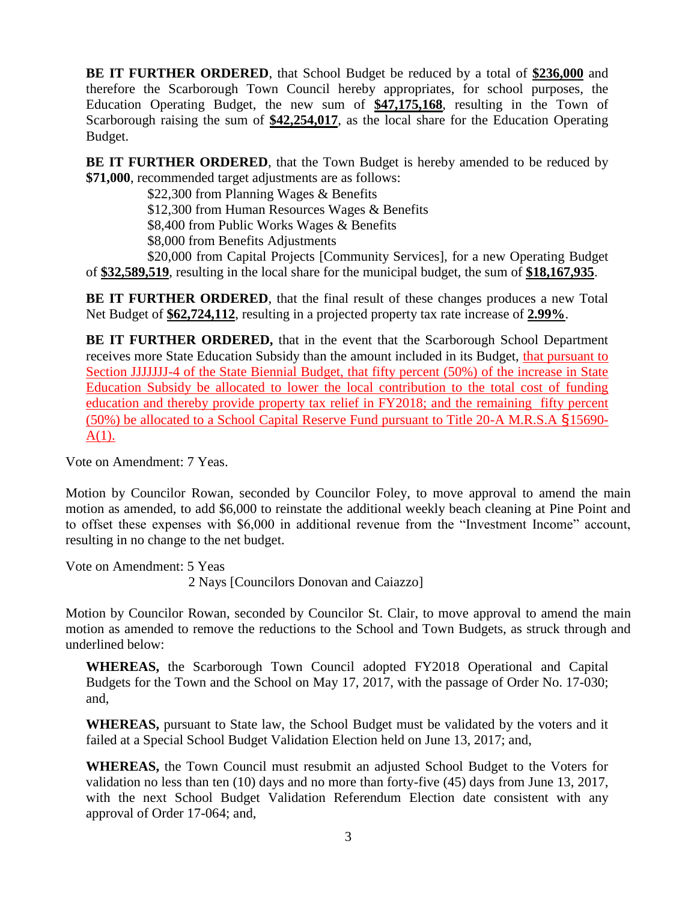**BE IT FURTHER ORDERED**, that School Budget be reduced by a total of **<u>$236,000</u>** and therefore the Scarborough Town Council hereby appropriates, for school purposes, the Education Operating Budget, the new sum of **<u>$47,175,168</u>**, resulting in the Town of Scarborough raising the sum of **<u>$42,254,017</u>**, as the local share for the Education Operating Budget.

**BE IT FURTHER ORDERED**, that the Town Budget is hereby amended to be reduced by **$71,000**, recommended target adjustments are as follows:

$22,300 from Planning Wages & Benefits
$12,300 from Human Resources Wages & Benefits
$8,400 from Public Works Wages & Benefits
$8,000 from Benefits Adjustments
$20,000 from Capital Projects [Community Services], for a new Operating Budget of **<u>$32,589,519</u>**, resulting in the local share for the municipal budget, the sum of **<u>$18,167,935</u>**.

**BE IT FURTHER ORDERED**, that the final result of these changes produces a new Total Net Budget of **<u>$62,724,112</u>**, resulting in a projected property tax rate increase of **<u>2.99%</u>**.

**BE IT FURTHER ORDERED,** that in the event that the Scarborough School Department receives more State Education Subsidy than the amount included in its Budget, <u>that pursuant to Section JJJJJJJ-4 of the State Biennial Budget, that fifty percent (50%) of the increase in State Education Subsidy be allocated to lower the local contribution to the total cost of funding education and thereby provide property tax relief in FY2018; and the remaining fifty percent (50%) be allocated to a School Capital Reserve Fund pursuant to Title 20-A M.R.S.A §15690-A(1).</u>

Vote on Amendment: 7 Yeas.

Motion by Councilor Rowan, seconded by Councilor Foley, to move approval to amend the main motion as amended, to add $6,000 to reinstate the additional weekly beach cleaning at Pine Point and to offset these expenses with $6,000 in additional revenue from the "Investment Income" account, resulting in no change to the net budget.

Vote on Amendment: 5 Yeas
2 Nays [Councilors Donovan and Caiazzo]

Motion by Councilor Rowan, seconded by Councilor St. Clair, to move approval to amend the main motion as amended to remove the reductions to the School and Town Budgets, as struck through and underlined below:

**WHEREAS,** the Scarborough Town Council adopted FY2018 Operational and Capital Budgets for the Town and the School on May 17, 2017, with the passage of Order No. 17-030; and,

**WHEREAS,** pursuant to State law, the School Budget must be validated by the voters and it failed at a Special School Budget Validation Election held on June 13, 2017; and,

**WHEREAS,** the Town Council must resubmit an adjusted School Budget to the Voters for validation no less than ten (10) days and no more than forty-five (45) days from June 13, 2017, with the next School Budget Validation Referendum Election date consistent with any approval of Order 17-064; and,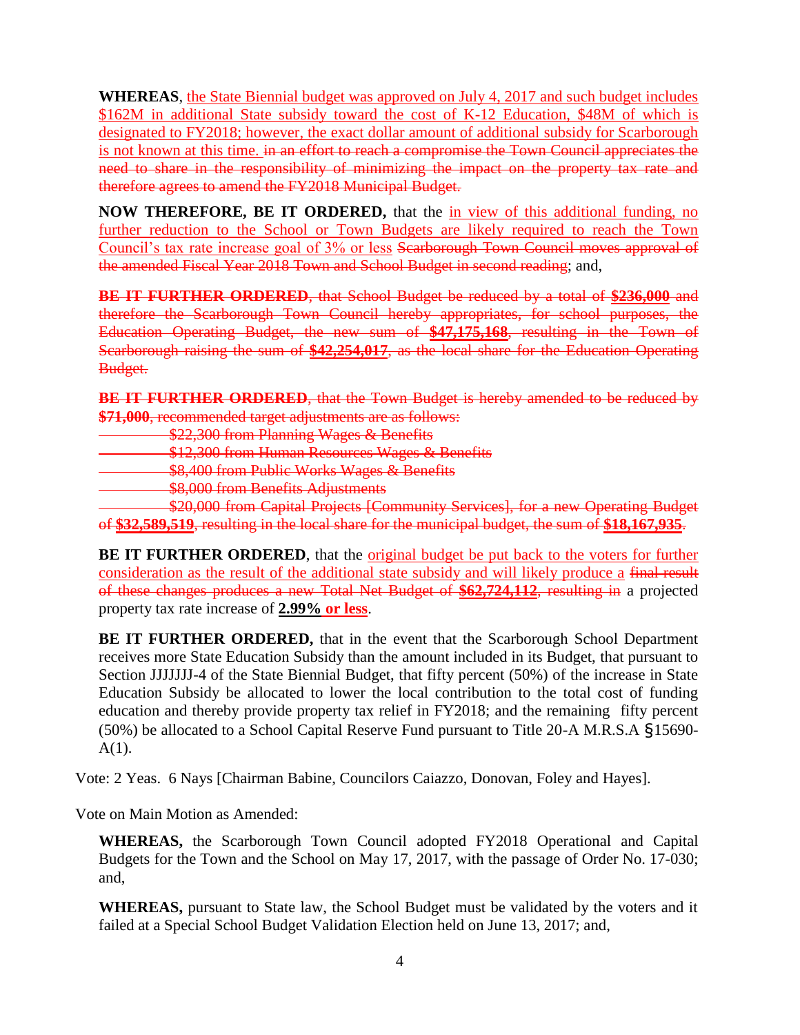**WHEREAS**, the State Biennial budget was approved on July 4, 2017 and such budget includes $162M in additional State subsidy toward the cost of K-12 Education, $48M of which is designated to FY2018; however, the exact dollar amount of additional subsidy for Scarborough is not known at this time. ~~in an effort to reach a compromise the Town Council appreciates the need to share in the responsibility of minimizing the impact on the property tax rate and therefore agrees to amend the FY2018 Municipal Budget.~~

**NOW THEREFORE, BE IT ORDERED,** that the in view of this additional funding, no further reduction to the School or Town Budgets are likely required to reach the Town Council's tax rate increase goal of 3% or less ~~Scarborough Town Council moves approval of the amended Fiscal Year 2018 Town and School Budget in second reading~~; and,

~~**BE IT FURTHER ORDERED**, that School Budget be reduced by a total of **$236,000** and therefore the Scarborough Town Council hereby appropriates, for school purposes, the Education Operating Budget, the new sum of **$47,175,168**, resulting in the Town of Scarborough raising the sum of **$42,254,017**, as the local share for the Education Operating Budget.~~

~~**BE IT FURTHER ORDERED**, that the Town Budget is hereby amended to be reduced by **$71,000**, recommended target adjustments are as follows:~~

~~$22,300 from Planning Wages & Benefits~~
~~$12,300 from Human Resources Wages & Benefits~~
~~$8,400 from Public Works Wages & Benefits~~
~~$8,000 from Benefits Adjustments~~
~~$20,000 from Capital Projects [Community Services], for a new Operating Budget of **$32,589,519**, resulting in the local share for the municipal budget, the sum of **$18,167,935**.~~

**BE IT FURTHER ORDERED**, that the original budget be put back to the voters for further consideration as the result of the additional state subsidy and will likely produce a ~~final result of these changes produces a new Total Net Budget of **$62,724,112**, resulting in~~ a projected property tax rate increase of **2.99% or less**.

**BE IT FURTHER ORDERED,** that in the event that the Scarborough School Department receives more State Education Subsidy than the amount included in its Budget, that pursuant to Section JJJJJJJ-4 of the State Biennial Budget, that fifty percent (50%) of the increase in State Education Subsidy be allocated to lower the local contribution to the total cost of funding education and thereby provide property tax relief in FY2018; and the remaining fifty percent (50%) be allocated to a School Capital Reserve Fund pursuant to Title 20-A M.R.S.A §15690-A(1).

Vote: 2 Yeas. 6 Nays [Chairman Babine, Councilors Caiazzo, Donovan, Foley and Hayes].

Vote on Main Motion as Amended:

**WHEREAS,** the Scarborough Town Council adopted FY2018 Operational and Capital Budgets for the Town and the School on May 17, 2017, with the passage of Order No. 17-030; and,

**WHEREAS,** pursuant to State law, the School Budget must be validated by the voters and it failed at a Special School Budget Validation Election held on June 13, 2017; and,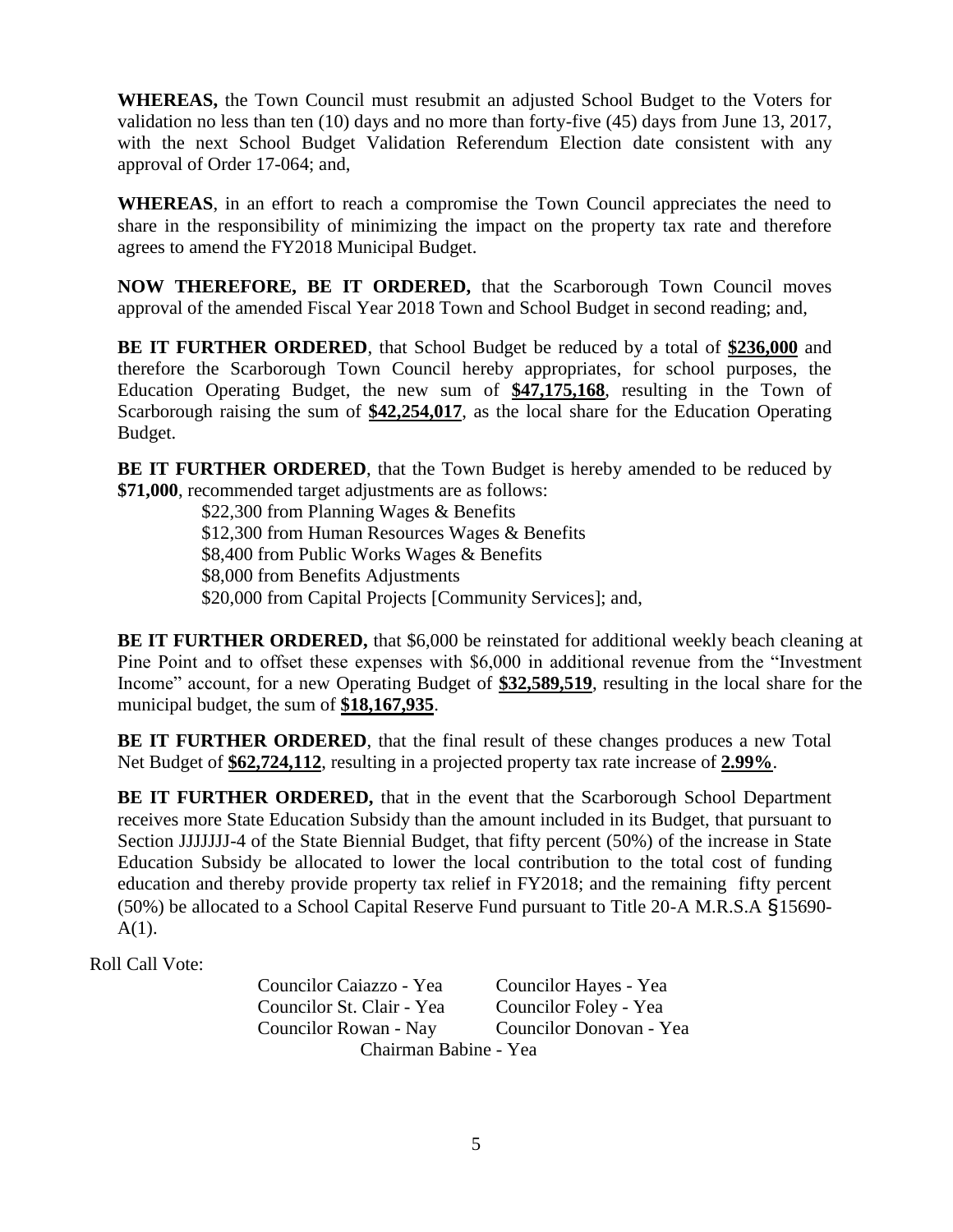**WHEREAS,** the Town Council must resubmit an adjusted School Budget to the Voters for validation no less than ten (10) days and no more than forty-five (45) days from June 13, 2017, with the next School Budget Validation Referendum Election date consistent with any approval of Order 17-064; and,

**WHEREAS**, in an effort to reach a compromise the Town Council appreciates the need to share in the responsibility of minimizing the impact on the property tax rate and therefore agrees to amend the FY2018 Municipal Budget.

**NOW THEREFORE, BE IT ORDERED,** that the Scarborough Town Council moves approval of the amended Fiscal Year 2018 Town and School Budget in second reading; and,

**BE IT FURTHER ORDERED**, that School Budget be reduced by a total of **$236,000** and therefore the Scarborough Town Council hereby appropriates, for school purposes, the Education Operating Budget, the new sum of **$47,175,168**, resulting in the Town of Scarborough raising the sum of **$42,254,017**, as the local share for the Education Operating Budget.

**BE IT FURTHER ORDERED**, that the Town Budget is hereby amended to be reduced by **$71,000**, recommended target adjustments are as follows:

- $22,300 from Planning Wages & Benefits
- $12,300 from Human Resources Wages & Benefits
- $8,400 from Public Works Wages & Benefits
- $8,000 from Benefits Adjustments
- $20,000 from Capital Projects [Community Services]; and,

**BE IT FURTHER ORDERED,** that $6,000 be reinstated for additional weekly beach cleaning at Pine Point and to offset these expenses with $6,000 in additional revenue from the "Investment Income" account, for a new Operating Budget of **$32,589,519**, resulting in the local share for the municipal budget, the sum of **$18,167,935**.

**BE IT FURTHER ORDERED**, that the final result of these changes produces a new Total Net Budget of **$62,724,112**, resulting in a projected property tax rate increase of **2.99%**.

**BE IT FURTHER ORDERED,** that in the event that the Scarborough School Department receives more State Education Subsidy than the amount included in its Budget, that pursuant to Section JJJJJJJ-4 of the State Biennial Budget, that fifty percent (50%) of the increase in State Education Subsidy be allocated to lower the local contribution to the total cost of funding education and thereby provide property tax relief in FY2018; and the remaining fifty percent (50%) be allocated to a School Capital Reserve Fund pursuant to Title 20-A M.R.S.A §15690-A(1).

Roll Call Vote:

Councilor Caiazzo - Yea
Councilor Hayes - Yea
Councilor St. Clair - Yea
Councilor Foley - Yea
Councilor Rowan - Nay
Councilor Donovan - Yea
Chairman Babine - Yea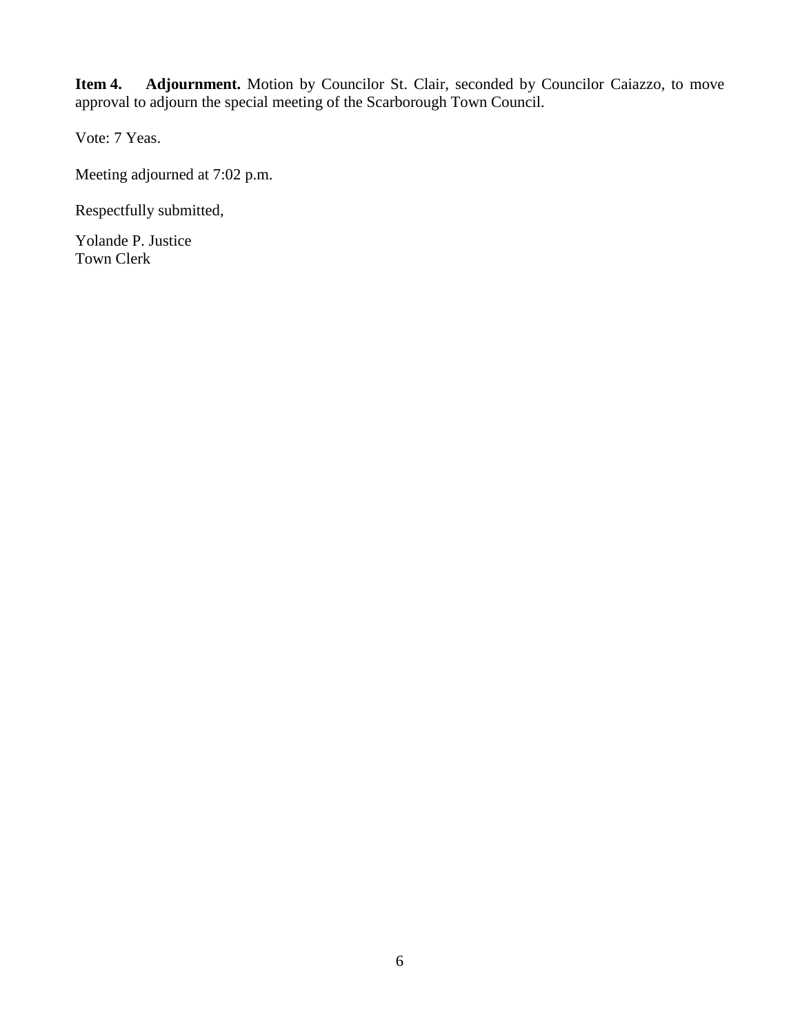**Item 4. Adjournment.** Motion by Councilor St. Clair, seconded by Councilor Caiazzo, to move approval to adjourn the special meeting of the Scarborough Town Council.

Vote: 7 Yeas.

Meeting adjourned at 7:02 p.m.

Respectfully submitted,

Yolande P. Justice
Town Clerk